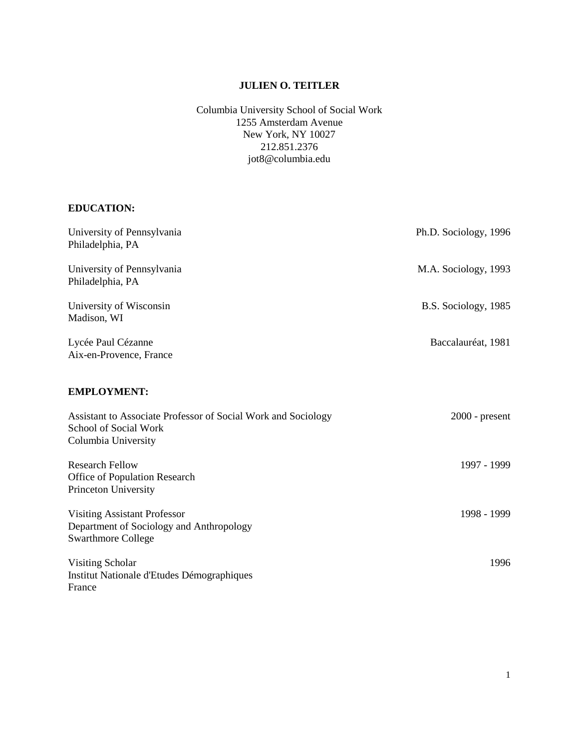# JULIEN O. TEITLER

Columbia University School of Social Work
1255 Amsterdam Avenue
New York, NY 10027
212.851.2376
jot8@columbia.edu

## EDUCATION:

| | |
|---|---|
| University of Pennsylvania<br>Philadelphia, PA | Ph.D. Sociology, 1996 |
| University of Pennsylvania<br>Philadelphia, PA | M.A. Sociology, 1993 |
| University of Wisconsin<br>Madison, WI | B.S. Sociology, 1985 |
| Lycée Paul Cézanne<br>Aix-en-Provence, France | Baccalauréat, 1981 |

## EMPLOYMENT:

| | |
|---|---|
| Assistant to Associate Professor of Social Work and Sociology<br>School of Social Work<br>Columbia University | 2000 - present |
| Research Fellow<br>Office of Population Research<br>Princeton University | 1997 - 1999 |
| Visiting Assistant Professor<br>Department of Sociology and Anthropology<br>Swarthmore College | 1998 - 1999 |
| Visiting Scholar<br>Institut Nationale d'Etudes Démographiques<br>France | 1996 |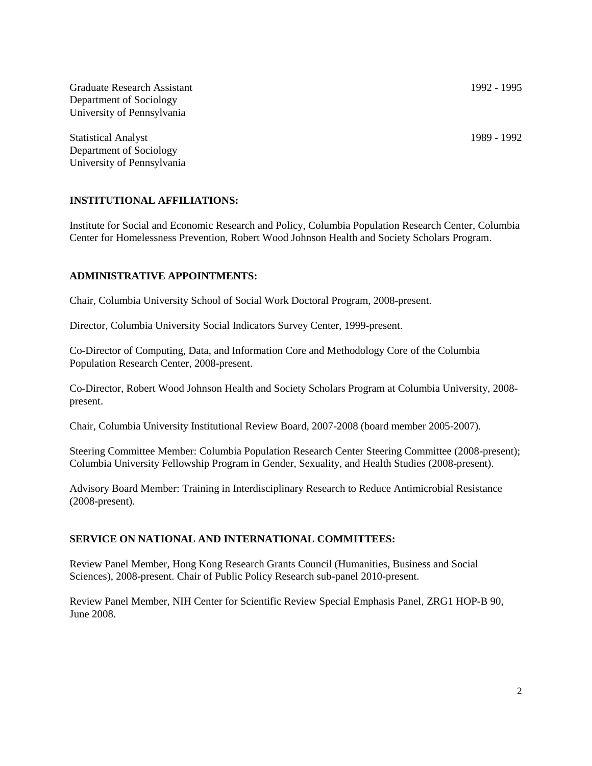Graduate Research Assistant — 1992 - 1995
Department of Sociology
University of Pennsylvania

Statistical Analyst — 1989 - 1992
Department of Sociology
University of Pennsylvania

## INSTITUTIONAL AFFILIATIONS:

Institute for Social and Economic Research and Policy, Columbia Population Research Center, Columbia Center for Homelessness Prevention, Robert Wood Johnson Health and Society Scholars Program.

## ADMINISTRATIVE APPOINTMENTS:

Chair, Columbia University School of Social Work Doctoral Program, 2008-present.

Director, Columbia University Social Indicators Survey Center, 1999-present.

Co-Director of Computing, Data, and Information Core and Methodology Core of the Columbia Population Research Center, 2008-present.

Co-Director, Robert Wood Johnson Health and Society Scholars Program at Columbia University, 2008-present.

Chair, Columbia University Institutional Review Board, 2007-2008 (board member 2005-2007).

Steering Committee Member: Columbia Population Research Center Steering Committee (2008-present); Columbia University Fellowship Program in Gender, Sexuality, and Health Studies (2008-present).

Advisory Board Member: Training in Interdisciplinary Research to Reduce Antimicrobial Resistance (2008-present).

## SERVICE ON NATIONAL AND INTERNATIONAL COMMITTEES:

Review Panel Member, Hong Kong Research Grants Council (Humanities, Business and Social Sciences), 2008-present. Chair of Public Policy Research sub-panel 2010-present.

Review Panel Member, NIH Center for Scientific Review Special Emphasis Panel, ZRG1 HOP-B 90, June 2008.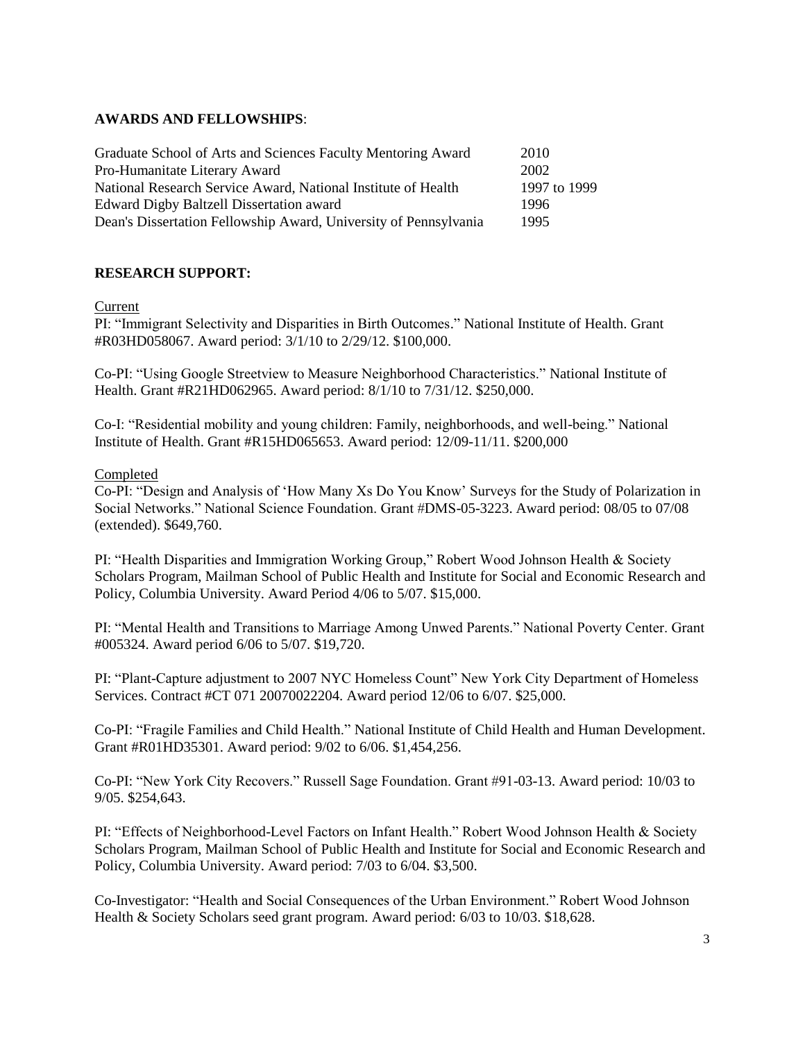**AWARDS AND FELLOWSHIPS**:

| | |
|---|---|
| Graduate School of Arts and Sciences Faculty Mentoring Award | 2010 |
| Pro-Humanitate Literary Award | 2002 |
| National Research Service Award, National Institute of Health | 1997 to 1999 |
| Edward Digby Baltzell Dissertation award | 1996 |
| Dean's Dissertation Fellowship Award, University of Pennsylvania | 1995 |

**RESEARCH SUPPORT:**

Current

PI: "Immigrant Selectivity and Disparities in Birth Outcomes." National Institute of Health. Grant #R03HD058067. Award period: 3/1/10 to 2/29/12. $100,000.

Co-PI: "Using Google Streetview to Measure Neighborhood Characteristics." National Institute of Health. Grant #R21HD062965. Award period: 8/1/10 to 7/31/12. $250,000.

Co-I: "Residential mobility and young children: Family, neighborhoods, and well-being." National Institute of Health. Grant #R15HD065653. Award period: 12/09-11/11. $200,000

Completed

Co-PI: "Design and Analysis of 'How Many Xs Do You Know' Surveys for the Study of Polarization in Social Networks." National Science Foundation. Grant #DMS-05-3223. Award period: 08/05 to 07/08 (extended). $649,760.

PI: "Health Disparities and Immigration Working Group," Robert Wood Johnson Health & Society Scholars Program, Mailman School of Public Health and Institute for Social and Economic Research and Policy, Columbia University. Award Period 4/06 to 5/07. $15,000.

PI: "Mental Health and Transitions to Marriage Among Unwed Parents." National Poverty Center. Grant #005324. Award period 6/06 to 5/07. $19,720.

PI: "Plant-Capture adjustment to 2007 NYC Homeless Count" New York City Department of Homeless Services. Contract #CT 071 20070022204. Award period 12/06 to 6/07. $25,000.

Co-PI: "Fragile Families and Child Health." National Institute of Child Health and Human Development. Grant #R01HD35301. Award period: 9/02 to 6/06. $1,454,256.

Co-PI: "New York City Recovers." Russell Sage Foundation. Grant #91-03-13. Award period: 10/03 to 9/05. $254,643.

PI: "Effects of Neighborhood-Level Factors on Infant Health." Robert Wood Johnson Health & Society Scholars Program, Mailman School of Public Health and Institute for Social and Economic Research and Policy, Columbia University. Award period: 7/03 to 6/04. $3,500.

Co-Investigator: "Health and Social Consequences of the Urban Environment." Robert Wood Johnson Health & Society Scholars seed grant program. Award period: 6/03 to 10/03. $18,628.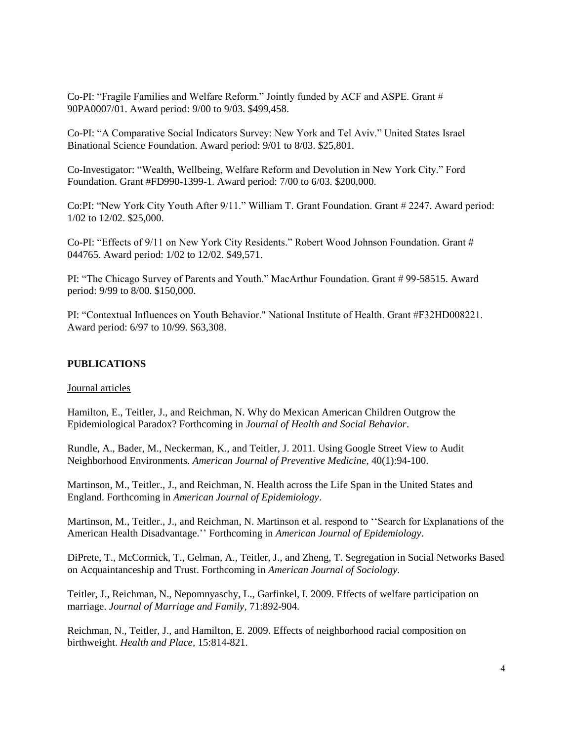Co-PI: “Fragile Families and Welfare Reform.” Jointly funded by ACF and ASPE. Grant # 90PA0007/01. Award period: 9/00 to 9/03. $499,458.

Co-PI: “A Comparative Social Indicators Survey: New York and Tel Aviv.” United States Israel Binational Science Foundation. Award period: 9/01 to 8/03. $25,801.

Co-Investigator: “Wealth, Wellbeing, Welfare Reform and Devolution in New York City.” Ford Foundation. Grant #FD990-1399-1. Award period: 7/00 to 6/03. $200,000.

Co:PI: “New York City Youth After 9/11.” William T. Grant Foundation. Grant # 2247. Award period: 1/02 to 12/02. $25,000.

Co-PI: “Effects of 9/11 on New York City Residents.” Robert Wood Johnson Foundation. Grant # 044765. Award period: 1/02 to 12/02. $49,571.

PI: “The Chicago Survey of Parents and Youth.” MacArthur Foundation. Grant # 99-58515. Award period: 9/99 to 8/00. $150,000.

PI: “Contextual Influences on Youth Behavior." National Institute of Health. Grant #F32HD008221. Award period: 6/97 to 10/99. $63,308.

## PUBLICATIONS

Journal articles

Hamilton, E., Teitler, J., and Reichman, N. Why do Mexican American Children Outgrow the Epidemiological Paradox? Forthcoming in *Journal of Health and Social Behavior*.

Rundle, A., Bader, M., Neckerman, K., and Teitler, J. 2011. Using Google Street View to Audit Neighborhood Environments. *American Journal of Preventive Medicine,* 40(1):94-100.

Martinson, M., Teitler., J., and Reichman, N. Health across the Life Span in the United States and England. Forthcoming in *American Journal of Epidemiology*.

Martinson, M., Teitler., J., and Reichman, N. Martinson et al. respond to ‘‘Search for Explanations of the American Health Disadvantage.’’ Forthcoming in *American Journal of Epidemiology*.

DiPrete, T., McCormick, T., Gelman, A., Teitler, J., and Zheng, T. Segregation in Social Networks Based on Acquaintanceship and Trust. Forthcoming in *American Journal of Sociology*.

Teitler, J., Reichman, N., Nepomnyaschy, L., Garfinkel, I. 2009. Effects of welfare participation on marriage. *Journal of Marriage and Family,* 71:892-904.

Reichman, N., Teitler, J., and Hamilton, E. 2009. Effects of neighborhood racial composition on birthweight. *Health and Place,* 15:814-821.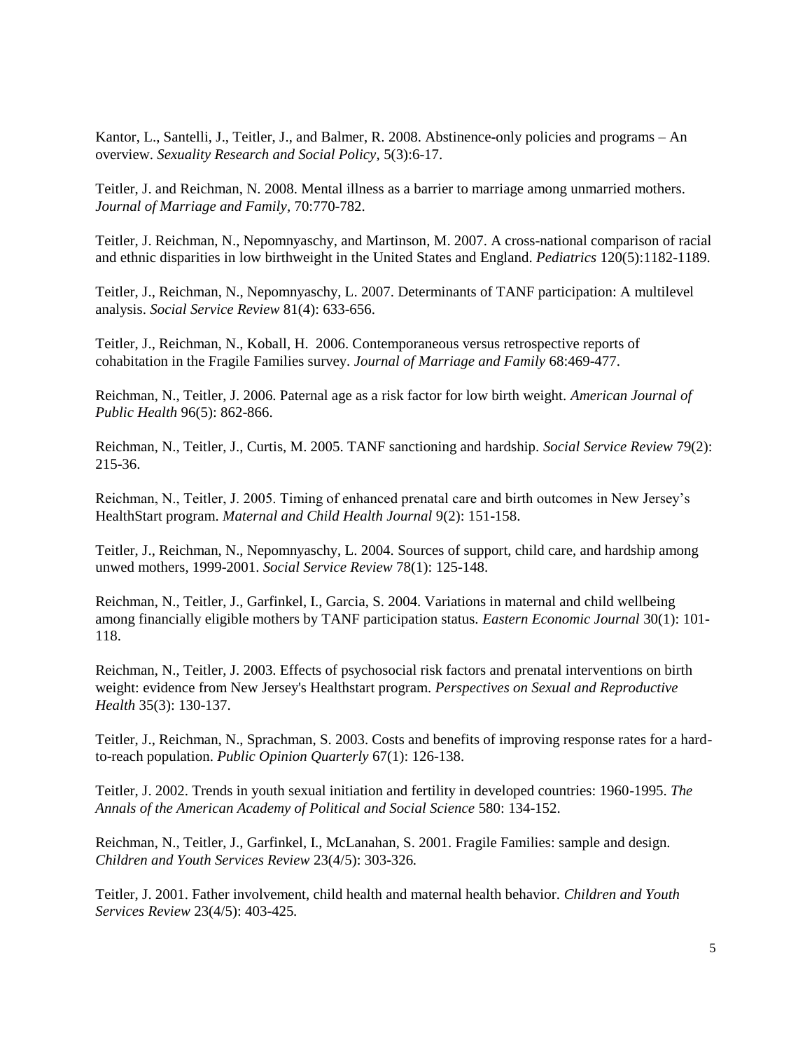Kantor, L., Santelli, J., Teitler, J., and Balmer, R. 2008. Abstinence-only policies and programs – An overview. *Sexuality Research and Social Policy,* 5(3):6-17.

Teitler, J. and Reichman, N. 2008. Mental illness as a barrier to marriage among unmarried mothers. *Journal of Marriage and Family,* 70:770-782.

Teitler, J. Reichman, N., Nepomnyaschy, and Martinson, M. 2007. A cross-national comparison of racial and ethnic disparities in low birthweight in the United States and England. *Pediatrics* 120(5):1182-1189.

Teitler, J., Reichman, N., Nepomnyaschy, L. 2007. Determinants of TANF participation: A multilevel analysis. *Social Service Review* 81(4): 633-656.

Teitler, J., Reichman, N., Koball, H. 2006. Contemporaneous versus retrospective reports of cohabitation in the Fragile Families survey. *Journal of Marriage and Family* 68:469-477.

Reichman, N., Teitler, J. 2006. Paternal age as a risk factor for low birth weight. *American Journal of Public Health* 96(5): 862-866.

Reichman, N., Teitler, J., Curtis, M. 2005. TANF sanctioning and hardship. *Social Service Review* 79(2): 215-36.

Reichman, N., Teitler, J. 2005. Timing of enhanced prenatal care and birth outcomes in New Jersey's HealthStart program. *Maternal and Child Health Journal* 9(2): 151-158.

Teitler, J., Reichman, N., Nepomnyaschy, L. 2004. Sources of support, child care, and hardship among unwed mothers, 1999-2001. *Social Service Review* 78(1): 125-148.

Reichman, N., Teitler, J., Garfinkel, I., Garcia, S. 2004. Variations in maternal and child wellbeing among financially eligible mothers by TANF participation status. *Eastern Economic Journal* 30(1): 101-118.

Reichman, N., Teitler, J. 2003. Effects of psychosocial risk factors and prenatal interventions on birth weight: evidence from New Jersey's Healthstart program. *Perspectives on Sexual and Reproductive Health* 35(3): 130-137.

Teitler, J., Reichman, N., Sprachman, S. 2003. Costs and benefits of improving response rates for a hard-to-reach population. *Public Opinion Quarterly* 67(1): 126-138.

Teitler, J. 2002. Trends in youth sexual initiation and fertility in developed countries: 1960-1995. *The Annals of the American Academy of Political and Social Science* 580: 134-152.

Reichman, N., Teitler, J., Garfinkel, I., McLanahan, S. 2001. Fragile Families: sample and design. *Children and Youth Services Review* 23(4/5): 303-326.

Teitler, J. 2001. Father involvement, child health and maternal health behavior. *Children and Youth Services Review* 23(4/5): 403-425.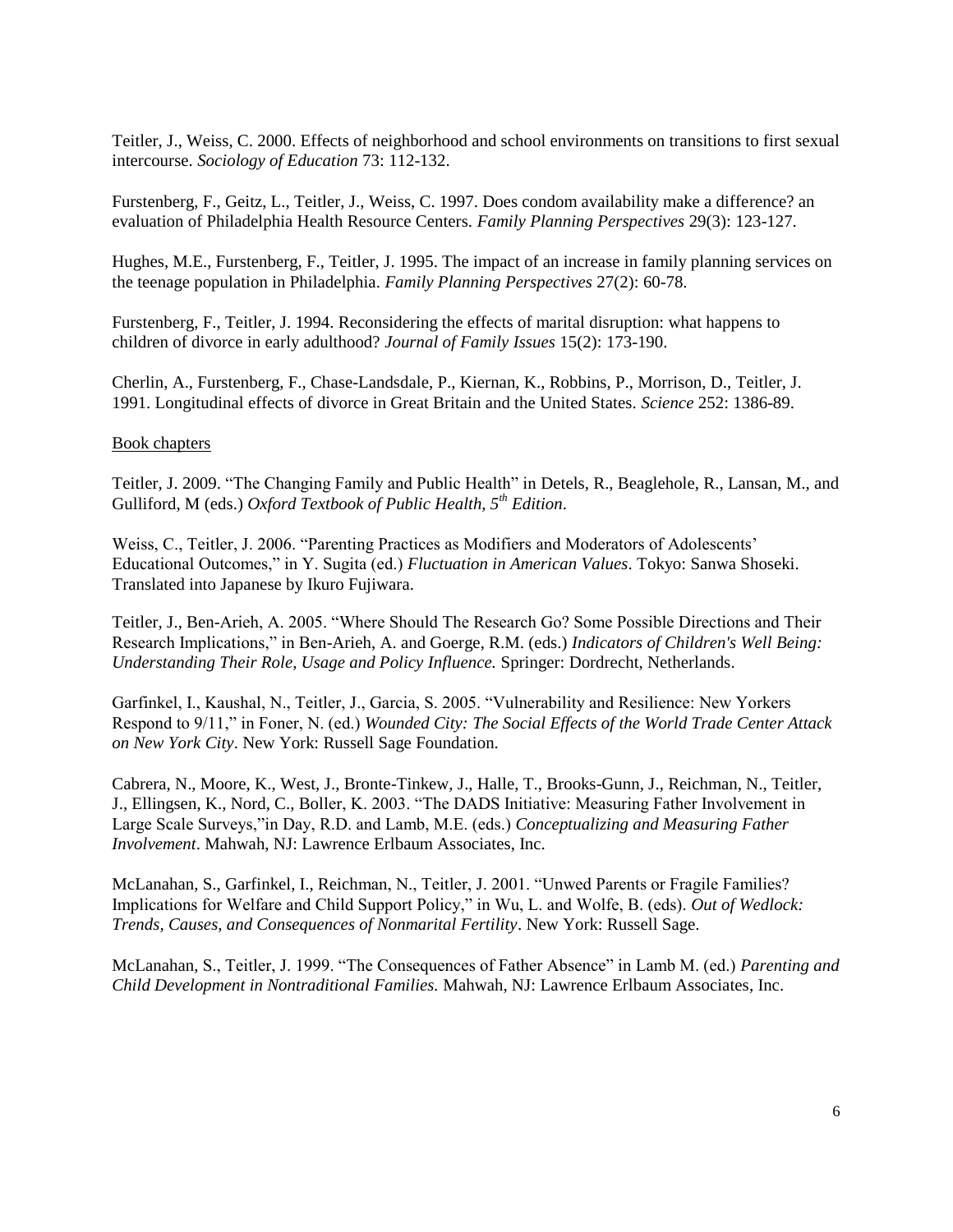Teitler, J., Weiss, C. 2000. Effects of neighborhood and school environments on transitions to first sexual intercourse. *Sociology of Education* 73: 112-132.

Furstenberg, F., Geitz, L., Teitler, J., Weiss, C. 1997. Does condom availability make a difference? an evaluation of Philadelphia Health Resource Centers. *Family Planning Perspectives* 29(3): 123-127.

Hughes, M.E., Furstenberg, F., Teitler, J. 1995. The impact of an increase in family planning services on the teenage population in Philadelphia. *Family Planning Perspectives* 27(2): 60-78.

Furstenberg, F., Teitler, J. 1994. Reconsidering the effects of marital disruption: what happens to children of divorce in early adulthood? *Journal of Family Issues* 15(2): 173-190.

Cherlin, A., Furstenberg, F., Chase-Landsdale, P., Kiernan, K., Robbins, P., Morrison, D., Teitler, J. 1991. Longitudinal effects of divorce in Great Britain and the United States. *Science* 252: 1386-89.

<u>Book chapters</u>

Teitler, J. 2009. "The Changing Family and Public Health" in Detels, R., Beaglehole, R., Lansan, M., and Gulliford, M (eds.) *Oxford Textbook of Public Health, 5th Edition*.

Weiss, C., Teitler, J. 2006. "Parenting Practices as Modifiers and Moderators of Adolescents' Educational Outcomes," in Y. Sugita (ed.) *Fluctuation in American Values*. Tokyo: Sanwa Shoseki. Translated into Japanese by Ikuro Fujiwara.

Teitler, J., Ben-Arieh, A. 2005. "Where Should The Research Go? Some Possible Directions and Their Research Implications," in Ben-Arieh, A. and Goerge, R.M. (eds.) *Indicators of Children's Well Being: Understanding Their Role, Usage and Policy Influence.* Springer: Dordrecht, Netherlands.

Garfinkel, I., Kaushal, N., Teitler, J., Garcia, S. 2005. "Vulnerability and Resilience: New Yorkers Respond to 9/11," in Foner, N. (ed.) *Wounded City: The Social Effects of the World Trade Center Attack on New York City*. New York: Russell Sage Foundation.

Cabrera, N., Moore, K., West, J., Bronte-Tinkew, J., Halle, T., Brooks-Gunn, J., Reichman, N., Teitler, J., Ellingsen, K., Nord, C., Boller, K. 2003. "The DADS Initiative: Measuring Father Involvement in Large Scale Surveys,"in Day, R.D. and Lamb, M.E. (eds.) *Conceptualizing and Measuring Father Involvement*. Mahwah, NJ: Lawrence Erlbaum Associates, Inc.

McLanahan, S., Garfinkel, I., Reichman, N., Teitler, J. 2001. "Unwed Parents or Fragile Families? Implications for Welfare and Child Support Policy," in Wu, L. and Wolfe, B. (eds). *Out of Wedlock: Trends, Causes, and Consequences of Nonmarital Fertility*. New York: Russell Sage.

McLanahan, S., Teitler, J. 1999. "The Consequences of Father Absence" in Lamb M. (ed.) *Parenting and Child Development in Nontraditional Families.* Mahwah, NJ: Lawrence Erlbaum Associates, Inc.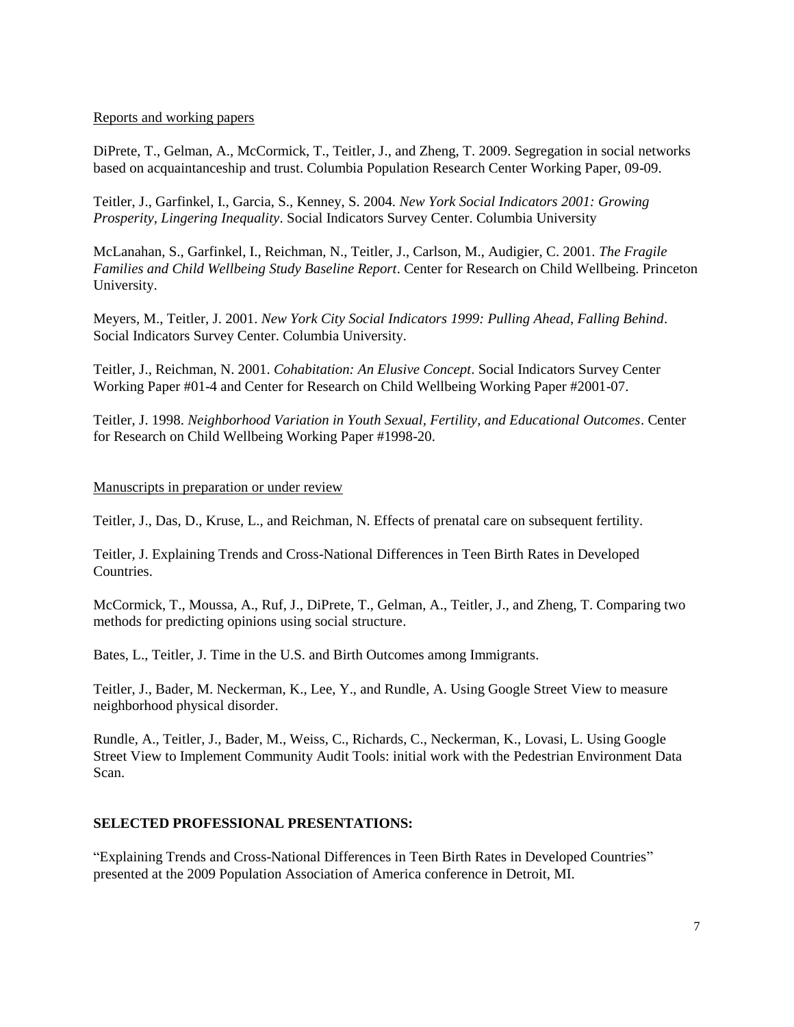Reports and working papers

DiPrete, T., Gelman, A., McCormick, T., Teitler, J., and Zheng, T. 2009. Segregation in social networks based on acquaintanceship and trust. Columbia Population Research Center Working Paper, 09-09.

Teitler, J., Garfinkel, I., Garcia, S., Kenney, S. 2004. *New York Social Indicators 2001: Growing Prosperity, Lingering Inequality*. Social Indicators Survey Center. Columbia University

McLanahan, S., Garfinkel, I., Reichman, N., Teitler, J., Carlson, M., Audigier, C. 2001. *The Fragile Families and Child Wellbeing Study Baseline Report*. Center for Research on Child Wellbeing. Princeton University.

Meyers, M., Teitler, J. 2001. *New York City Social Indicators 1999: Pulling Ahead, Falling Behind*. Social Indicators Survey Center. Columbia University.

Teitler, J., Reichman, N. 2001. *Cohabitation: An Elusive Concept*. Social Indicators Survey Center Working Paper #01-4 and Center for Research on Child Wellbeing Working Paper #2001-07.

Teitler, J. 1998. *Neighborhood Variation in Youth Sexual, Fertility, and Educational Outcomes*. Center for Research on Child Wellbeing Working Paper #1998-20.

Manuscripts in preparation or under review

Teitler, J., Das, D., Kruse, L., and Reichman, N. Effects of prenatal care on subsequent fertility.

Teitler, J. Explaining Trends and Cross-National Differences in Teen Birth Rates in Developed Countries.

McCormick, T., Moussa, A., Ruf, J., DiPrete, T., Gelman, A., Teitler, J., and Zheng, T. Comparing two methods for predicting opinions using social structure.

Bates, L., Teitler, J. Time in the U.S. and Birth Outcomes among Immigrants.

Teitler, J., Bader, M. Neckerman, K., Lee, Y., and Rundle, A. Using Google Street View to measure neighborhood physical disorder.

Rundle, A., Teitler, J., Bader, M., Weiss, C., Richards, C., Neckerman, K., Lovasi, L. Using Google Street View to Implement Community Audit Tools: initial work with the Pedestrian Environment Data Scan.

**SELECTED PROFESSIONAL PRESENTATIONS:**

"Explaining Trends and Cross-National Differences in Teen Birth Rates in Developed Countries" presented at the 2009 Population Association of America conference in Detroit, MI.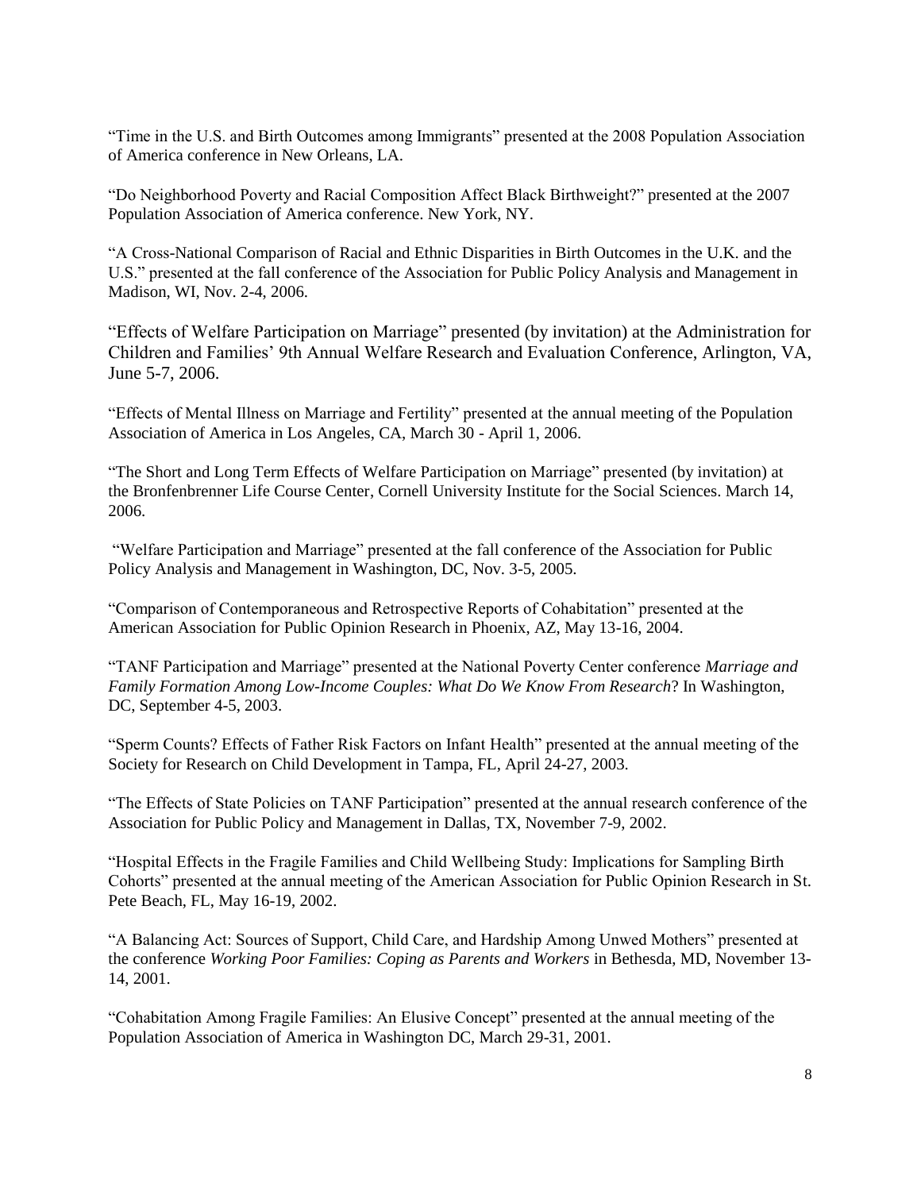"Time in the U.S. and Birth Outcomes among Immigrants" presented at the 2008 Population Association of America conference in New Orleans, LA.

"Do Neighborhood Poverty and Racial Composition Affect Black Birthweight?" presented at the 2007 Population Association of America conference. New York, NY.

"A Cross-National Comparison of Racial and Ethnic Disparities in Birth Outcomes in the U.K. and the U.S." presented at the fall conference of the Association for Public Policy Analysis and Management in Madison, WI, Nov. 2-4, 2006.

"Effects of Welfare Participation on Marriage" presented (by invitation) at the Administration for Children and Families' 9th Annual Welfare Research and Evaluation Conference, Arlington, VA, June 5-7, 2006.

"Effects of Mental Illness on Marriage and Fertility" presented at the annual meeting of the Population Association of America in Los Angeles, CA, March 30 - April 1, 2006.

"The Short and Long Term Effects of Welfare Participation on Marriage" presented (by invitation) at the Bronfenbrenner Life Course Center, Cornell University Institute for the Social Sciences. March 14, 2006.

"Welfare Participation and Marriage" presented at the fall conference of the Association for Public Policy Analysis and Management in Washington, DC, Nov. 3-5, 2005.

"Comparison of Contemporaneous and Retrospective Reports of Cohabitation" presented at the American Association for Public Opinion Research in Phoenix, AZ, May 13-16, 2004.

"TANF Participation and Marriage" presented at the National Poverty Center conference *Marriage and Family Formation Among Low-Income Couples: What Do We Know From Research*? In Washington, DC, September 4-5, 2003.

"Sperm Counts? Effects of Father Risk Factors on Infant Health" presented at the annual meeting of the Society for Research on Child Development in Tampa, FL, April 24-27, 2003.

"The Effects of State Policies on TANF Participation" presented at the annual research conference of the Association for Public Policy and Management in Dallas, TX, November 7-9, 2002.

"Hospital Effects in the Fragile Families and Child Wellbeing Study: Implications for Sampling Birth Cohorts" presented at the annual meeting of the American Association for Public Opinion Research in St. Pete Beach, FL, May 16-19, 2002.

"A Balancing Act: Sources of Support, Child Care, and Hardship Among Unwed Mothers" presented at the conference *Working Poor Families: Coping as Parents and Workers* in Bethesda, MD, November 13-14, 2001.

"Cohabitation Among Fragile Families: An Elusive Concept" presented at the annual meeting of the Population Association of America in Washington DC, March 29-31, 2001.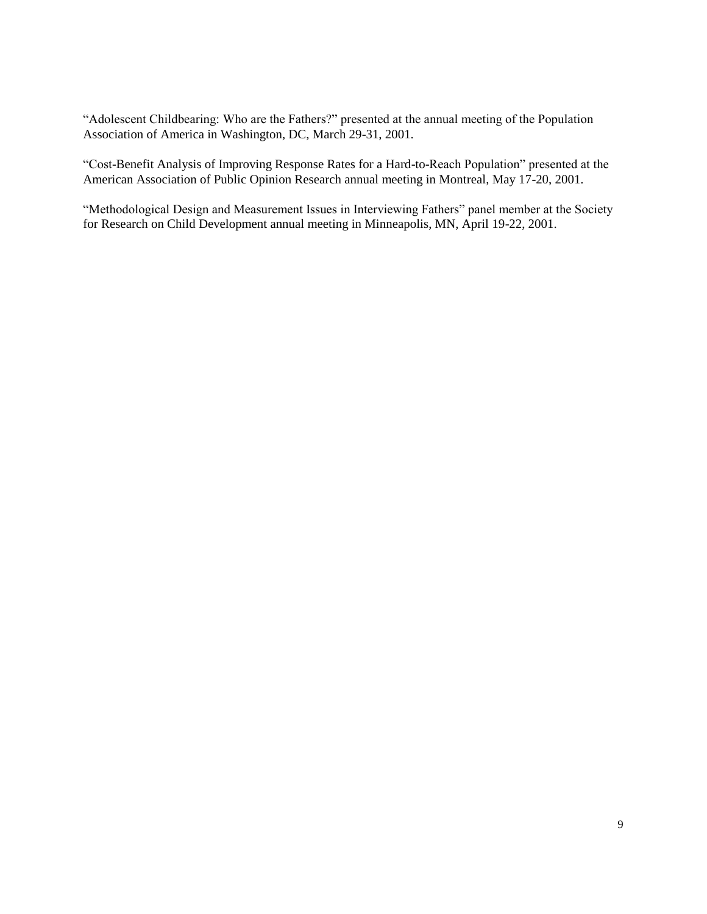“Adolescent Childbearing: Who are the Fathers?” presented at the annual meeting of the Population Association of America in Washington, DC, March 29-31, 2001.

“Cost-Benefit Analysis of Improving Response Rates for a Hard-to-Reach Population” presented at the American Association of Public Opinion Research annual meeting in Montreal, May 17-20, 2001.

“Methodological Design and Measurement Issues in Interviewing Fathers” panel member at the Society for Research on Child Development annual meeting in Minneapolis, MN, April 19-22, 2001.